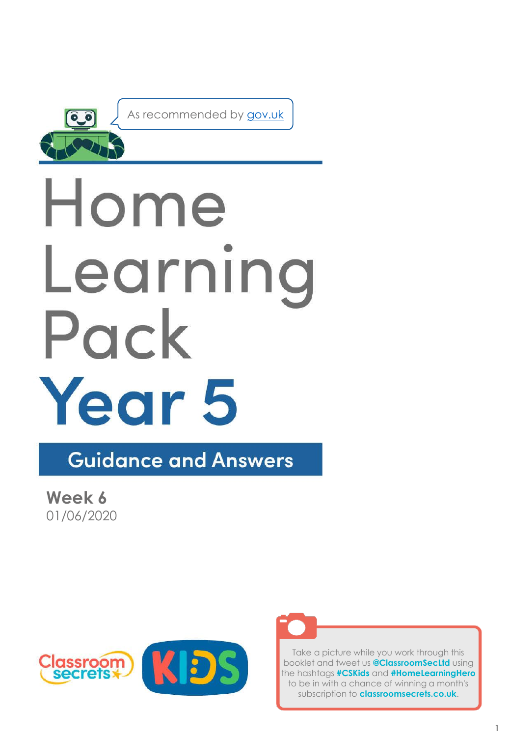As recommended by gov.uk

# Home Learning Pack

# Year 5

## Guidance and Answers

**Week 6**
01/06/2020

Classroom secrets KIDS

Take a picture while you work through this booklet and tweet us **@ClassroomSecLtd** using the hashtags **#CSKids** and **#HomeLearningHero** to be in with a chance of winning a month's subscription to **classroomsecrets.co.uk**.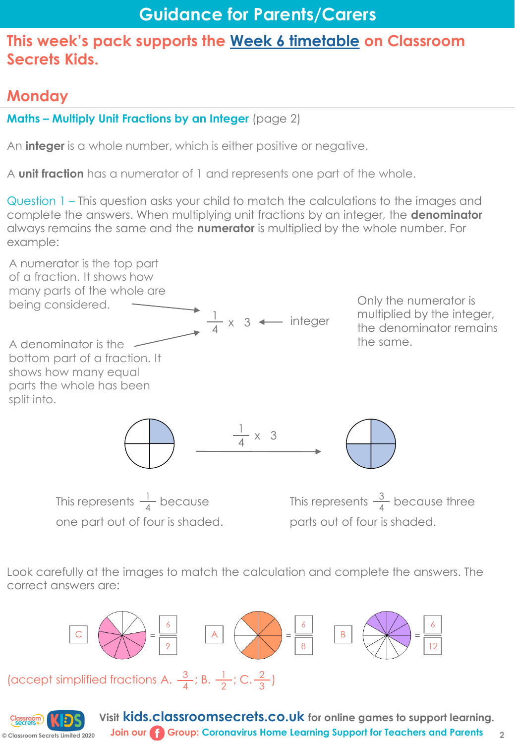# Guidance for Parents/Carers

## This week's pack supports the Week 6 timetable on Classroom Secrets Kids.

## Monday

### Maths – Multiply Unit Fractions by an Integer (page 2)

An **integer** is a whole number, which is either positive or negative.

A **unit fraction** has a numerator of 1 and represents one part of the whole.

Question 1 – This question asks your child to match the calculations to the images and complete the answers. When multiplying unit fractions by an integer, the **denominator** always remains the same and the **numerator** is multiplied by the whole number. For example:

A numerator is the top part of a fraction. It shows how many parts of the whole are being considered.

A denominator is the bottom part of a fraction. It shows how many equal parts the whole has been split into.

$$\frac{1}{4} \times 3$$ ← integer

Only the numerator is multiplied by the integer, the denominator remains the same.

$\frac{1}{4} \times 3$

This represents $\frac{1}{4}$ because one part out of four is shaded.

This represents $\frac{3}{4}$ because three parts out of four is shaded.

Look carefully at the images to match the calculation and complete the answers. The correct answers are:

C = $\frac{6}{9}$ A = $\frac{6}{8}$ B = $\frac{6}{12}$

(accept simplified fractions A. $\frac{3}{4}$; B. $\frac{1}{2}$; C. $\frac{2}{3}$)

Visit **kids.classroomsecrets.co.uk** for online games to support learning.

Join our Group: Coronavirus Home Learning Support for Teachers and Parents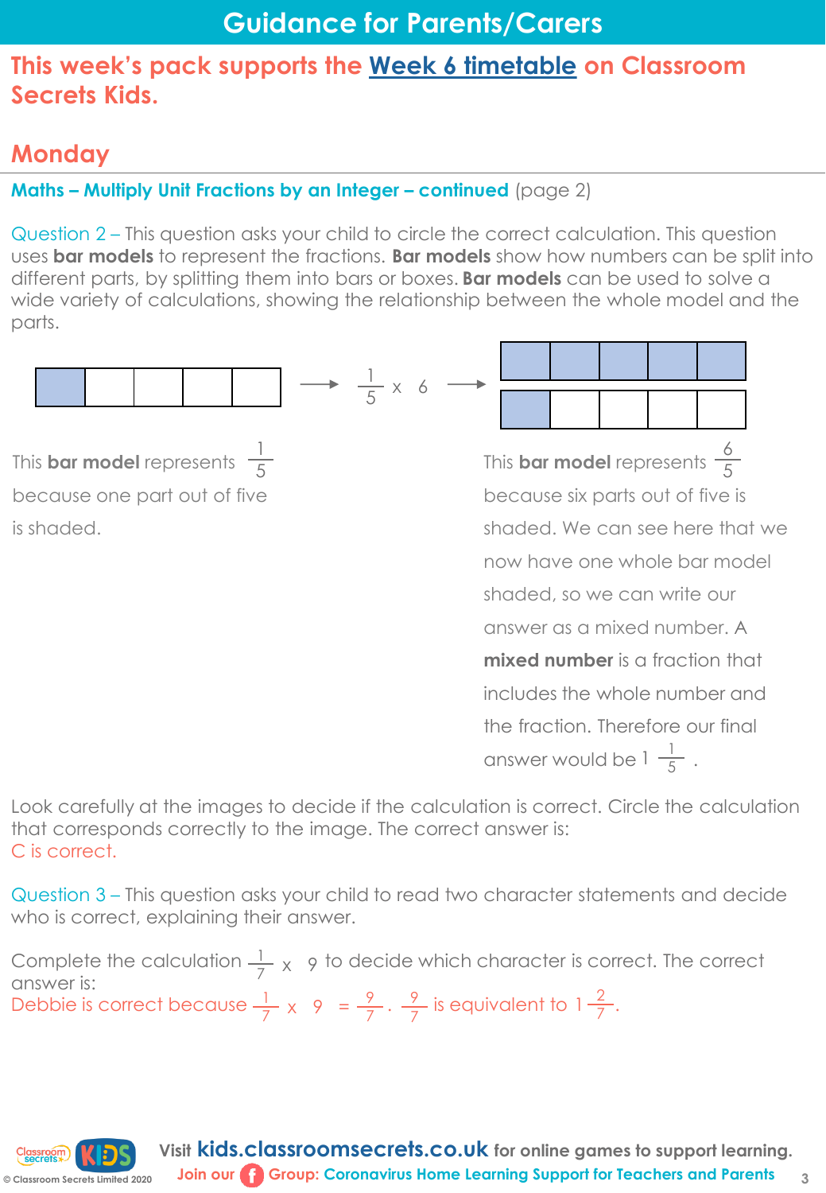# Guidance for Parents/Carers

## This week's pack supports the Week 6 timetable on Classroom Secrets Kids.

## Monday

### Maths – Multiply Unit Fractions by an Integer – continued (page 2)

Question 2 – This question asks your child to circle the correct calculation. This question uses **bar models** to represent the fractions. **Bar models** show how numbers can be split into different parts, by splitting them into bars or boxes. **Bar models** can be used to solve a wide variety of calculations, showing the relationship between the whole model and the parts.

$\frac{1}{5} \times 6$

This **bar model** represents $\frac{1}{5}$ because one part out of five is shaded.

This **bar model** represents $\frac{6}{5}$ because six parts out of five is shaded. We can see here that we now have one whole bar model shaded, so we can write our answer as a mixed number. A **mixed number** is a fraction that includes the whole number and the fraction. Therefore our final answer would be $1\frac{1}{5}$.

Look carefully at the images to decide if the calculation is correct. Circle the calculation that corresponds correctly to the image. The correct answer is:
C is correct.

Question 3 – This question asks your child to read two character statements and decide who is correct, explaining their answer.

Complete the calculation $\frac{1}{7} \times 9$ to decide which character is correct. The correct answer is:
Debbie is correct because $\frac{1}{7} \times 9 = \frac{9}{7}$. $\frac{9}{7}$ is equivalent to $1\frac{2}{7}$.

Visit kids.classroomsecrets.co.uk for online games to support learning.
Join our Group: Coronavirus Home Learning Support for Teachers and Parents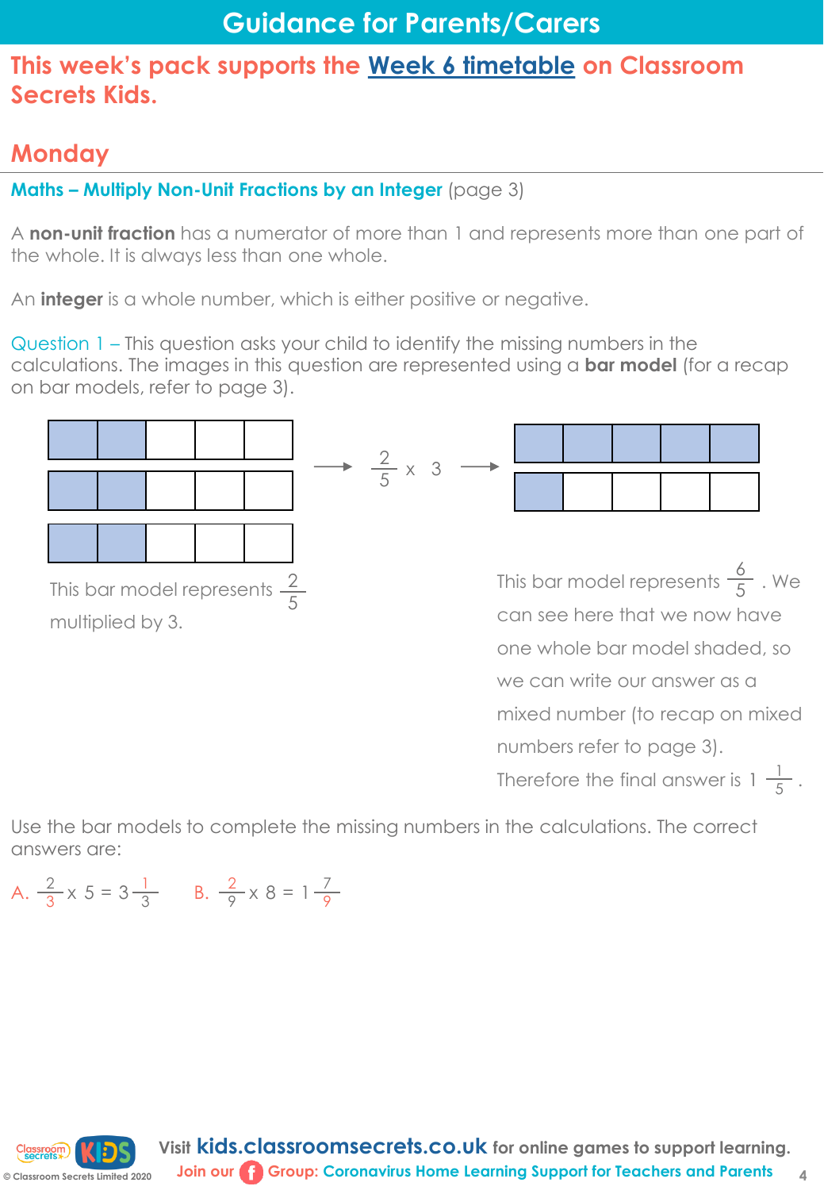# Guidance for Parents/Carers

## This week's pack supports the Week 6 timetable on Classroom Secrets Kids.

## Monday

**Maths – Multiply Non-Unit Fractions by an Integer** (page 3)

A **non-unit fraction** has a numerator of more than 1 and represents more than one part of the whole. It is always less than one whole.

An **integer** is a whole number, which is either positive or negative.

Question 1 – This question asks your child to identify the missing numbers in the calculations. The images in this question are represented using a **bar model** (for a recap on bar models, refer to page 3).

$$\rightarrow \frac{2}{5} \times 3 \rightarrow$$

This bar model represents $\frac{2}{5}$ multiplied by 3.

This bar model represents $\frac{6}{5}$. We can see here that we now have one whole bar model shaded, so we can write our answer as a mixed number (to recap on mixed numbers refer to page 3). Therefore the final answer is $1\frac{1}{5}$.

Use the bar models to complete the missing numbers in the calculations. The correct answers are:

A. $\frac{2}{3} \times 5 = 3\frac{1}{3}$  B. $\frac{2}{9} \times 8 = 1\frac{7}{9}$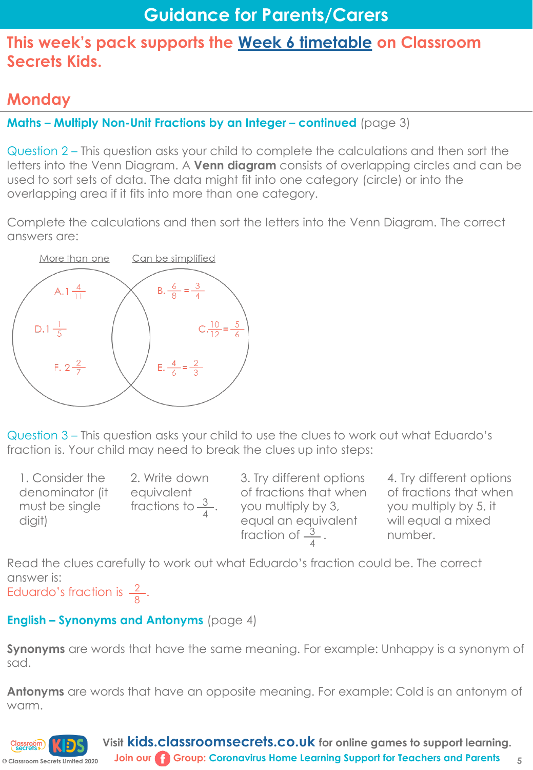# Guidance for Parents/Carers

## This week's pack supports the Week 6 timetable on Classroom Secrets Kids.

## Monday

### Maths – Multiply Non-Unit Fractions by an Integer – continued (page 3)

Question 2 – This question asks your child to complete the calculations and then sort the letters into the Venn Diagram. A **Venn diagram** consists of overlapping circles and can be used to sort sets of data. The data might fit into one category (circle) or into the overlapping area if it fits into more than one category.

Complete the calculations and then sort the letters into the Venn Diagram. The correct answers are:

| More than one only | Both | Can be simplified only |
|---|---|---|
| A. $1\frac{4}{11}$ | | B. $\frac{6}{8} = \frac{3}{4}$ |
| D. $1\frac{1}{5}$ | | C. $\frac{10}{12} = \frac{5}{6}$ |
| F. $2\frac{2}{7}$ | | E. $\frac{4}{6} = \frac{2}{3}$ |

Question 3 – This question asks your child to use the clues to work out what Eduardo's fraction is. Your child may need to break the clues up into steps:

1. Consider the denominator (it must be single digit)
2. Write down equivalent fractions to $\frac{3}{4}$.
3. Try different options of fractions that when you multiply by 3, equal an equivalent fraction of $\frac{3}{4}$.
4. Try different options of fractions that when you multiply by 5, it will equal a mixed number.

Read the clues carefully to work out what Eduardo's fraction could be. The correct answer is:
Eduardo's fraction is $\frac{2}{8}$.

### English – Synonyms and Antonyms (page 4)

**Synonyms** are words that have the same meaning. For example: Unhappy is a synonym of sad.

**Antonyms** are words that have an opposite meaning. For example: Cold is an antonym of warm.

Visit **kids.classroomsecrets.co.uk** for online games to support learning.
Join our Group: Coronavirus Home Learning Support for Teachers and Parents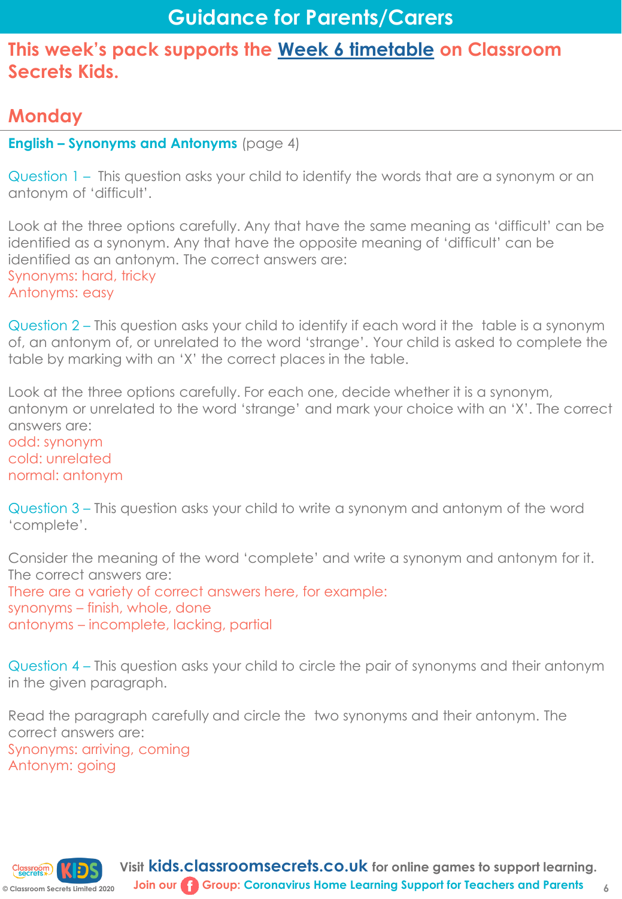# Guidance for Parents/Carers

## This week's pack supports the Week 6 timetable on Classroom Secrets Kids.

## Monday

**English – Synonyms and Antonyms** (page 4)

Question 1 – This question asks your child to identify the words that are a synonym or an antonym of 'difficult'.

Look at the three options carefully. Any that have the same meaning as 'difficult' can be identified as a synonym. Any that have the opposite meaning of 'difficult' can be identified as an antonym. The correct answers are:
Synonyms: hard, tricky
Antonyms: easy

Question 2 – This question asks your child to identify if each word it the table is a synonym of, an antonym of, or unrelated to the word 'strange'. Your child is asked to complete the table by marking with an 'X' the correct places in the table.

Look at the three options carefully. For each one, decide whether it is a synonym, antonym or unrelated to the word 'strange' and mark your choice with an 'X'. The correct answers are:
odd: synonym
cold: unrelated
normal: antonym

Question 3 – This question asks your child to write a synonym and antonym of the word 'complete'.

Consider the meaning of the word 'complete' and write a synonym and antonym for it. The correct answers are:
There are a variety of correct answers here, for example:
synonyms – finish, whole, done
antonyms – incomplete, lacking, partial

Question 4 – This question asks your child to circle the pair of synonyms and their antonym in the given paragraph.

Read the paragraph carefully and circle the two synonyms and their antonym. The correct answers are:
Synonyms: arriving, coming
Antonym: going

Visit kids.classroomsecrets.co.uk for online games to support learning.
Join our Group: Coronavirus Home Learning Support for Teachers and Parents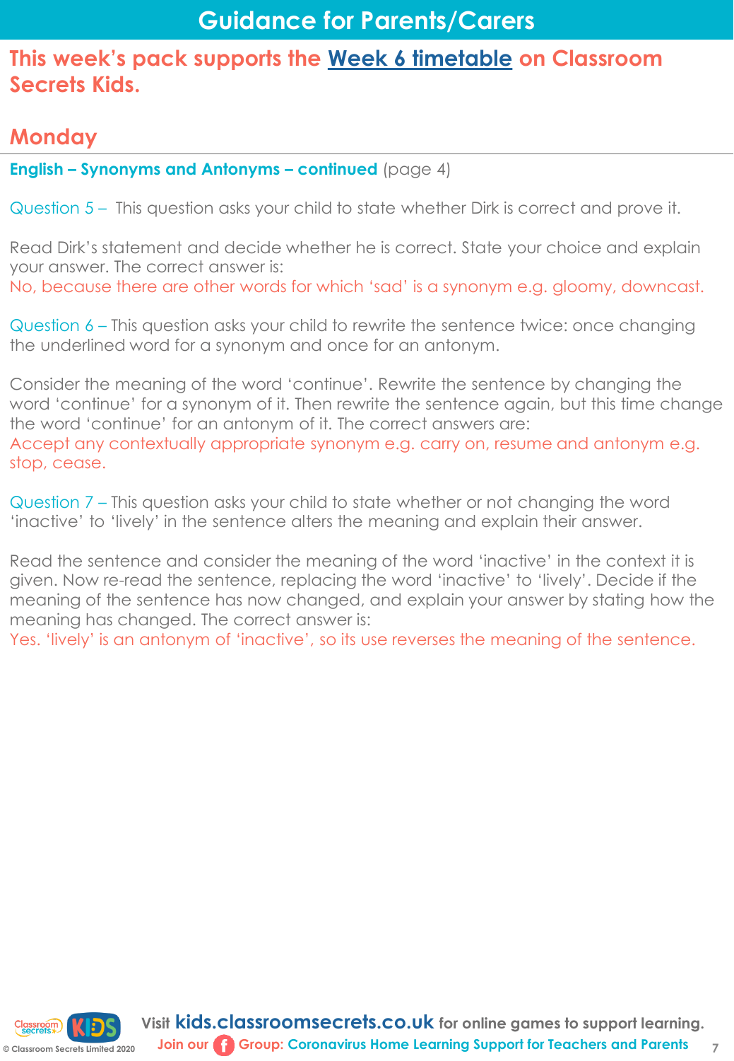# Guidance for Parents/Carers

## This week's pack supports the Week 6 timetable on Classroom Secrets Kids.

## Monday

**English – Synonyms and Antonyms – continued** (page 4)

Question 5 – This question asks your child to state whether Dirk is correct and prove it.

Read Dirk's statement and decide whether he is correct. State your choice and explain your answer. The correct answer is:
No, because there are other words for which 'sad' is a synonym e.g. gloomy, downcast.

Question 6 – This question asks your child to rewrite the sentence twice: once changing the underlined word for a synonym and once for an antonym.

Consider the meaning of the word 'continue'. Rewrite the sentence by changing the word 'continue' for a synonym of it. Then rewrite the sentence again, but this time change the word 'continue' for an antonym of it. The correct answers are:
Accept any contextually appropriate synonym e.g. carry on, resume and antonym e.g. stop, cease.

Question 7 – This question asks your child to state whether or not changing the word 'inactive' to 'lively' in the sentence alters the meaning and explain their answer.

Read the sentence and consider the meaning of the word 'inactive' in the context it is given. Now re-read the sentence, replacing the word 'inactive' to 'lively'. Decide if the meaning of the sentence has now changed, and explain your answer by stating how the meaning has changed. The correct answer is:
Yes. 'lively' is an antonym of 'inactive', so its use reverses the meaning of the sentence.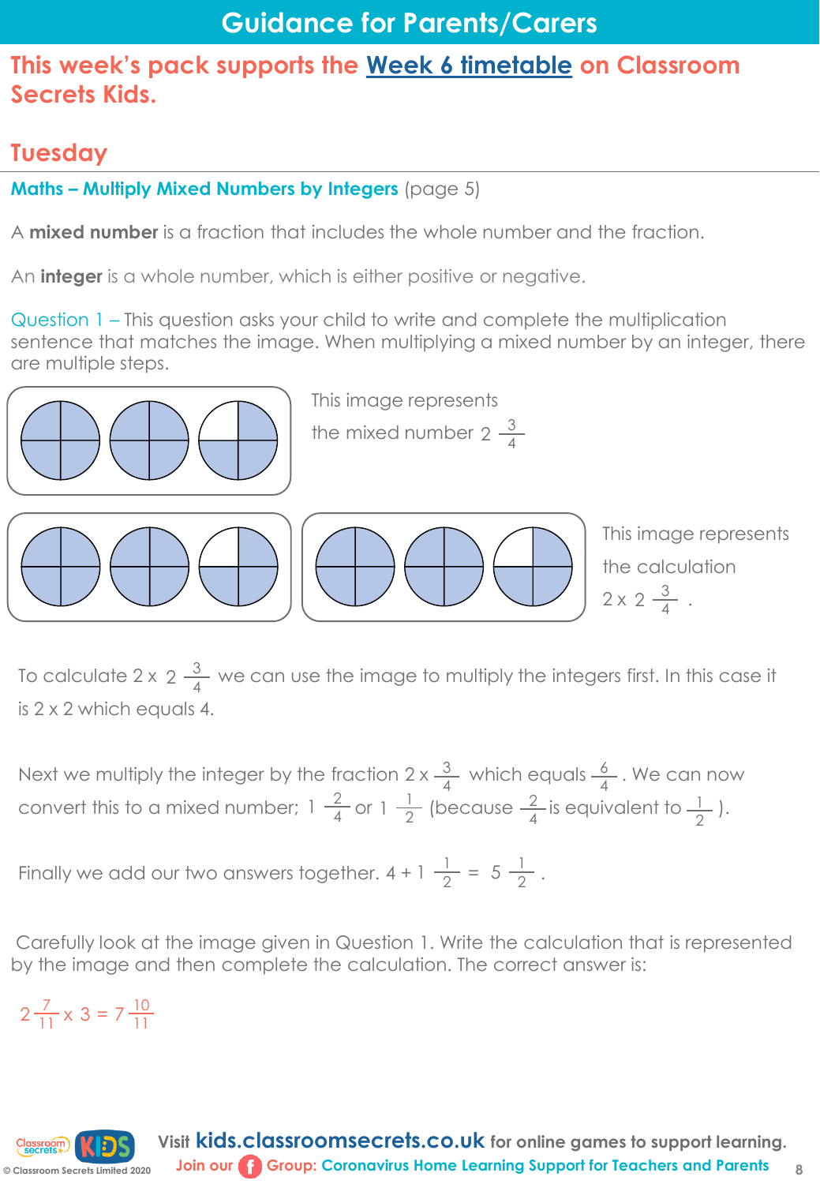# Guidance for Parents/Carers

## This week's pack supports the Week 6 timetable on Classroom Secrets Kids.

## Tuesday

**Maths – Multiply Mixed Numbers by Integers** (page 5)

A **mixed number** is a fraction that includes the whole number and the fraction.

An **integer** is a whole number, which is either positive or negative.

Question 1 – This question asks your child to write and complete the multiplication sentence that matches the image. When multiplying a mixed number by an integer, there are multiple steps.

This image represents the mixed number $2\frac{3}{4}$

This image represents the calculation $2 \times 2\frac{3}{4}$.

To calculate $2 \times 2\frac{3}{4}$ we can use the image to multiply the integers first. In this case it is 2 x 2 which equals 4.

Next we multiply the integer by the fraction $2 \times \frac{3}{4}$ which equals $\frac{6}{4}$. We can now convert this to a mixed number; $1\frac{2}{4}$ or $1\frac{1}{2}$ (because $\frac{2}{4}$ is equivalent to $\frac{1}{2}$).

Finally we add our two answers together. $4 + 1\frac{1}{2} = 5\frac{1}{2}$.

Carefully look at the image given in Question 1. Write the calculation that is represented by the image and then complete the calculation. The correct answer is:

$2\frac{7}{11} \times 3 = 7\frac{10}{11}$

Visit **kids.classroomsecrets.co.uk** for online games to support learning.
Join our Group: Coronavirus Home Learning Support for Teachers and Parents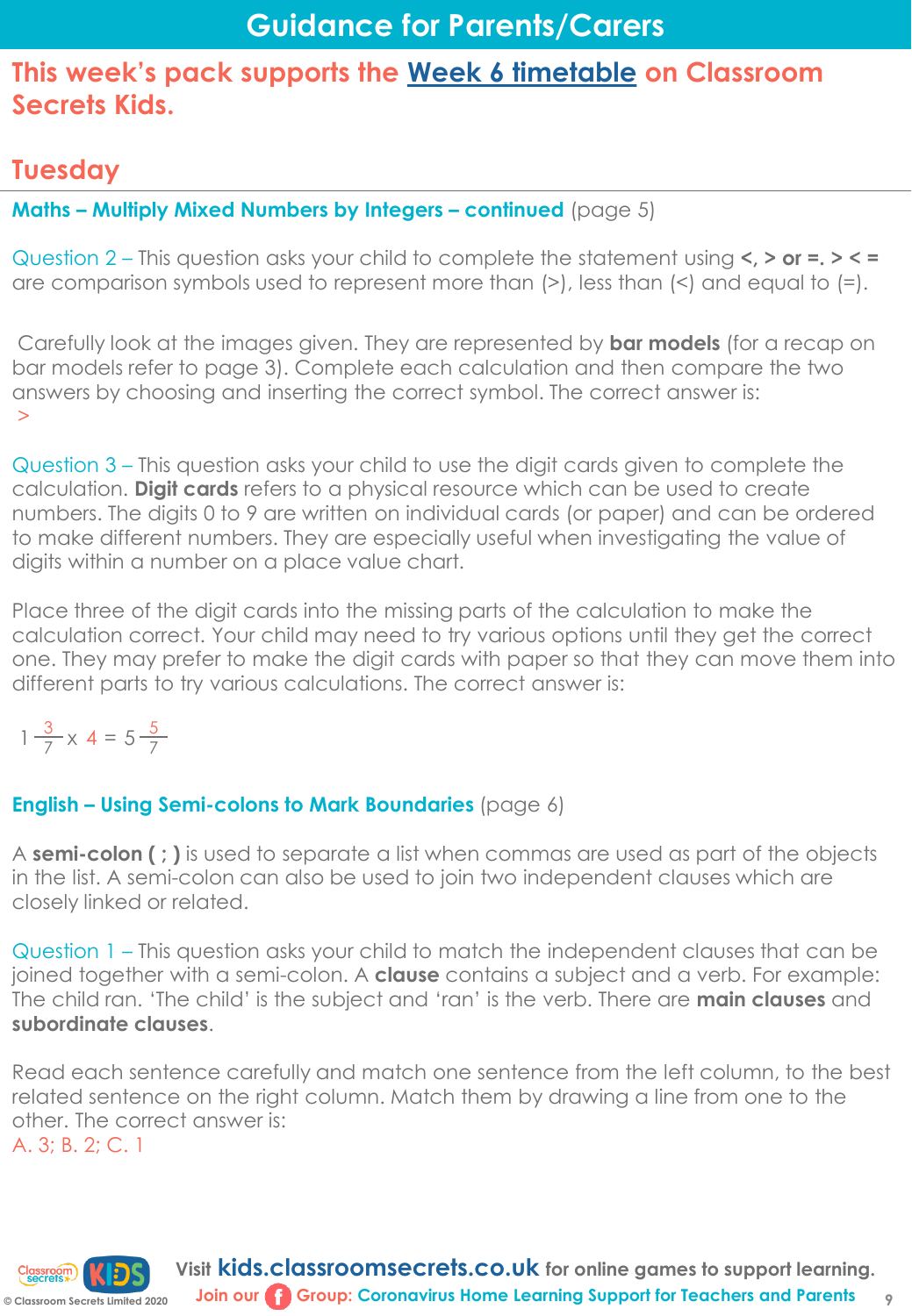# Guidance for Parents/Carers

## This week's pack supports the Week 6 timetable on Classroom Secrets Kids.

## Tuesday

**Maths – Multiply Mixed Numbers by Integers – continued** (page 5)

Question 2 – This question asks your child to complete the statement using **<, > or =. > < =** are comparison symbols used to represent more than (>), less than (<) and equal to (=).

Carefully look at the images given. They are represented by **bar models** (for a recap on bar models refer to page 3). Complete each calculation and then compare the two answers by choosing and inserting the correct symbol. The correct answer is:
>

Question 3 – This question asks your child to use the digit cards given to complete the calculation. **Digit cards** refers to a physical resource which can be used to create numbers. The digits 0 to 9 are written on individual cards (or paper) and can be ordered to make different numbers. They are especially useful when investigating the value of digits within a number on a place value chart.

Place three of the digit cards into the missing parts of the calculation to make the calculation correct. Your child may need to try various options until they get the correct one. They may prefer to make the digit cards with paper so that they can move them into different parts to try various calculations. The correct answer is:

$1\frac{3}{7} \times 4 = 5\frac{5}{7}$

**English – Using Semi-colons to Mark Boundaries** (page 6)

A **semi-colon ( ; )** is used to separate a list when commas are used as part of the objects in the list. A semi-colon can also be used to join two independent clauses which are closely linked or related.

Question 1 – This question asks your child to match the independent clauses that can be joined together with a semi-colon. A **clause** contains a subject and a verb. For example: The child ran. 'The child' is the subject and 'ran' is the verb. There are **main clauses** and **subordinate clauses**.

Read each sentence carefully and match one sentence from the left column, to the best related sentence on the right column. Match them by drawing a line from one to the other. The correct answer is:
A. 3; B. 2; C. 1

Visit **kids.classroomsecrets.co.uk** for online games to support learning.
Join our Group: Coronavirus Home Learning Support for Teachers and Parents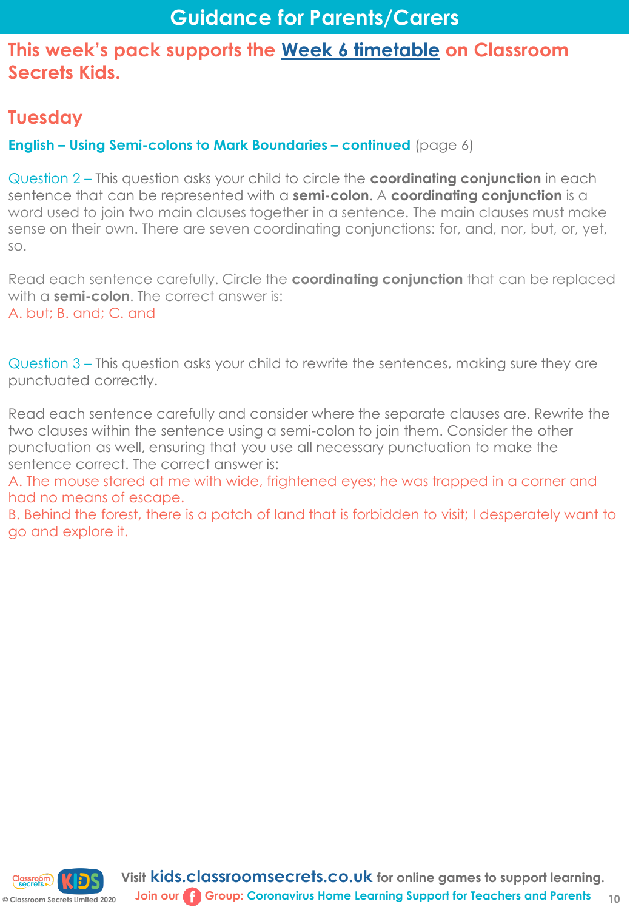# Guidance for Parents/Carers

## This week's pack supports the Week 6 timetable on Classroom Secrets Kids.

## Tuesday

**English – Using Semi-colons to Mark Boundaries – continued** (page 6)

Question 2 – This question asks your child to circle the **coordinating conjunction** in each sentence that can be represented with a **semi-colon**. A **coordinating conjunction** is a word used to join two main clauses together in a sentence. The main clauses must make sense on their own. There are seven coordinating conjunctions: for, and, nor, but, or, yet, so.

Read each sentence carefully. Circle the **coordinating conjunction** that can be replaced with a **semi-colon**. The correct answer is:
A. but; B. and; C. and

Question 3 – This question asks your child to rewrite the sentences, making sure they are punctuated correctly.

Read each sentence carefully and consider where the separate clauses are. Rewrite the two clauses within the sentence using a semi-colon to join them. Consider the other punctuation as well, ensuring that you use all necessary punctuation to make the sentence correct. The correct answer is:
A. The mouse stared at me with wide, frightened eyes; he was trapped in a corner and had no means of escape.
B. Behind the forest, there is a patch of land that is forbidden to visit; I desperately want to go and explore it.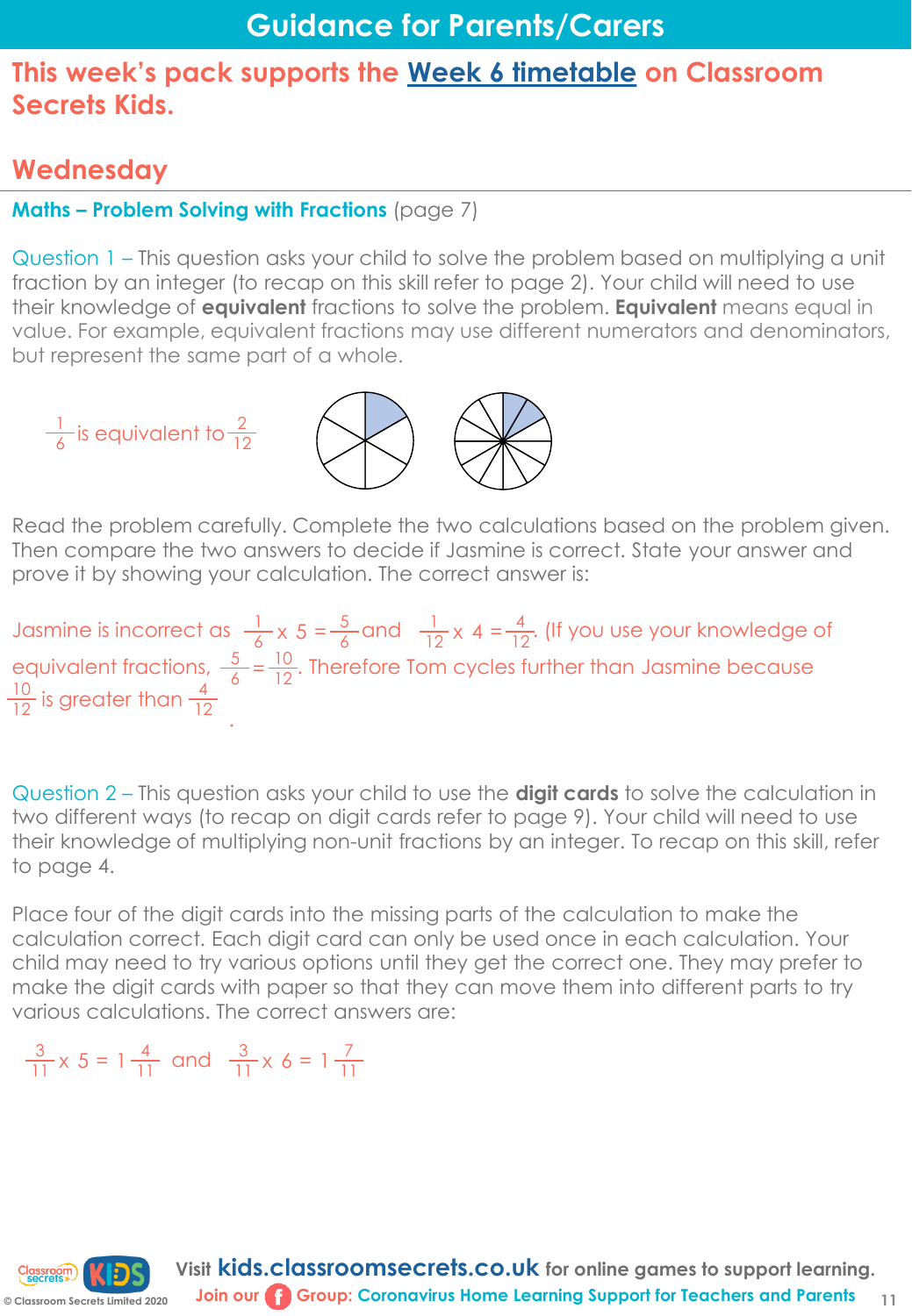# Guidance for Parents/Carers

## This week's pack supports the Week 6 timetable on Classroom Secrets Kids.

## Wednesday

**Maths – Problem Solving with Fractions** (page 7)

Question 1 – This question asks your child to solve the problem based on multiplying a unit fraction by an integer (to recap on this skill refer to page 2). Your child will need to use their knowledge of **equivalent** fractions to solve the problem. **Equivalent** means equal in value. For example, equivalent fractions may use different numerators and denominators, but represent the same part of a whole.

$\frac{1}{6}$ is equivalent to $\frac{2}{12}$

Read the problem carefully. Complete the two calculations based on the problem given. Then compare the two answers to decide if Jasmine is correct. State your answer and prove it by showing your calculation. The correct answer is:

Jasmine is incorrect as $\frac{1}{6} \times 5 = \frac{5}{6}$ and $\frac{1}{12} \times 4 = \frac{4}{12}$. (If you use your knowledge of equivalent fractions, $\frac{5}{6} = \frac{10}{12}$. Therefore Tom cycles further than Jasmine because $\frac{10}{12}$ is greater than $\frac{4}{12}$.

Question 2 – This question asks your child to use the **digit cards** to solve the calculation in two different ways (to recap on digit cards refer to page 9). Your child will need to use their knowledge of multiplying non-unit fractions by an integer. To recap on this skill, refer to page 4.

Place four of the digit cards into the missing parts of the calculation to make the calculation correct. Each digit card can only be used once in each calculation. Your child may need to try various options until they get the correct one. They may prefer to make the digit cards with paper so that they can move them into different parts to try various calculations. The correct answers are:

$\frac{3}{11} \times 5 = 1\frac{4}{11}$ and $\frac{3}{11} \times 6 = 1\frac{7}{11}$

Visit **kids.classroomsecrets.co.uk** for online games to support learning.

Join our Group: Coronavirus Home Learning Support for Teachers and Parents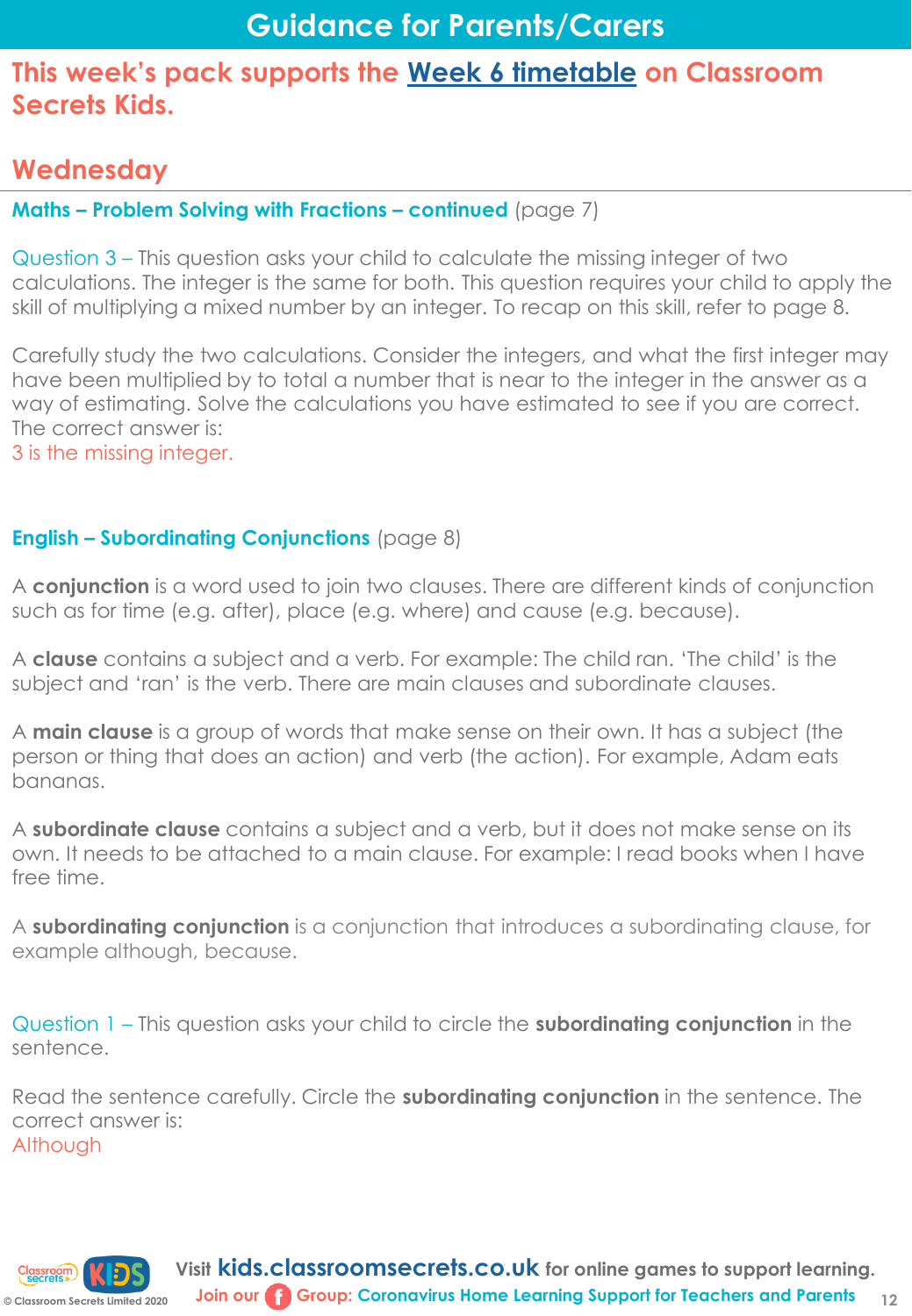# Guidance for Parents/Carers

## This week's pack supports the Week 6 timetable on Classroom Secrets Kids.

## Wednesday

**Maths – Problem Solving with Fractions – continued** (page 7)

Question 3 – This question asks your child to calculate the missing integer of two calculations. The integer is the same for both. This question requires your child to apply the skill of multiplying a mixed number by an integer. To recap on this skill, refer to page 8.

Carefully study the two calculations. Consider the integers, and what the first integer may have been multiplied by to total a number that is near to the integer in the answer as a way of estimating. Solve the calculations you have estimated to see if you are correct. The correct answer is:
3 is the missing integer.

**English – Subordinating Conjunctions** (page 8)

A **conjunction** is a word used to join two clauses. There are different kinds of conjunction such as for time (e.g. after), place (e.g. where) and cause (e.g. because).

A **clause** contains a subject and a verb. For example: The child ran. 'The child' is the subject and 'ran' is the verb. There are main clauses and subordinate clauses.

A **main clause** is a group of words that make sense on their own. It has a subject (the person or thing that does an action) and verb (the action). For example, Adam eats bananas.

A **subordinate clause** contains a subject and a verb, but it does not make sense on its own. It needs to be attached to a main clause. For example: I read books when I have free time.

A **subordinating conjunction** is a conjunction that introduces a subordinating clause, for example although, because.

Question 1 – This question asks your child to circle the **subordinating conjunction** in the sentence.

Read the sentence carefully. Circle the **subordinating conjunction** in the sentence. The correct answer is:
Although

Visit **kids.classroomsecrets.co.uk** for online games to support learning.
Join our Group: Coronavirus Home Learning Support for Teachers and Parents

© Classroom Secrets Limited 2020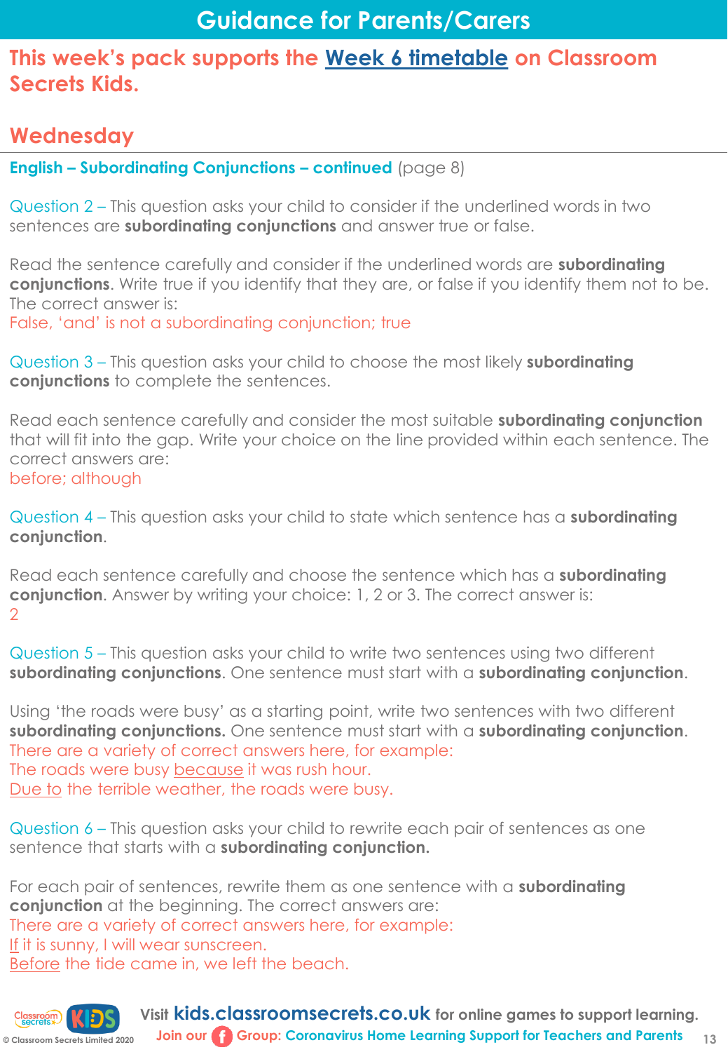# Guidance for Parents/Carers

## This week's pack supports the Week 6 timetable on Classroom Secrets Kids.

## Wednesday

**English – Subordinating Conjunctions – continued** (page 8)

Question 2 – This question asks your child to consider if the underlined words in two sentences are **subordinating conjunctions** and answer true or false.

Read the sentence carefully and consider if the underlined words are **subordinating conjunctions**. Write true if you identify that they are, or false if you identify them not to be. The correct answer is:
False, 'and' is not a subordinating conjunction; true

Question 3 – This question asks your child to choose the most likely **subordinating conjunctions** to complete the sentences.

Read each sentence carefully and consider the most suitable **subordinating conjunction** that will fit into the gap. Write your choice on the line provided within each sentence. The correct answers are:
before; although

Question 4 – This question asks your child to state which sentence has a **subordinating conjunction**.

Read each sentence carefully and choose the sentence which has a **subordinating conjunction**. Answer by writing your choice: 1, 2 or 3. The correct answer is:
2

Question 5 – This question asks your child to write two sentences using two different **subordinating conjunctions**. One sentence must start with a **subordinating conjunction**.

Using 'the roads were busy' as a starting point, write two sentences with two different **subordinating conjunctions.** One sentence must start with a **subordinating conjunction**.
There are a variety of correct answers here, for example:
The roads were busy because it was rush hour.
Due to the terrible weather, the roads were busy.

Question 6 – This question asks your child to rewrite each pair of sentences as one sentence that starts with a **subordinating conjunction.**

For each pair of sentences, rewrite them as one sentence with a **subordinating conjunction** at the beginning. The correct answers are:
There are a variety of correct answers here, for example:
If it is sunny, I will wear sunscreen.
Before the tide came in, we left the beach.

Visit **kids.classroomsecrets.co.uk** for online games to support learning.
Join our Group: Coronavirus Home Learning Support for Teachers and Parents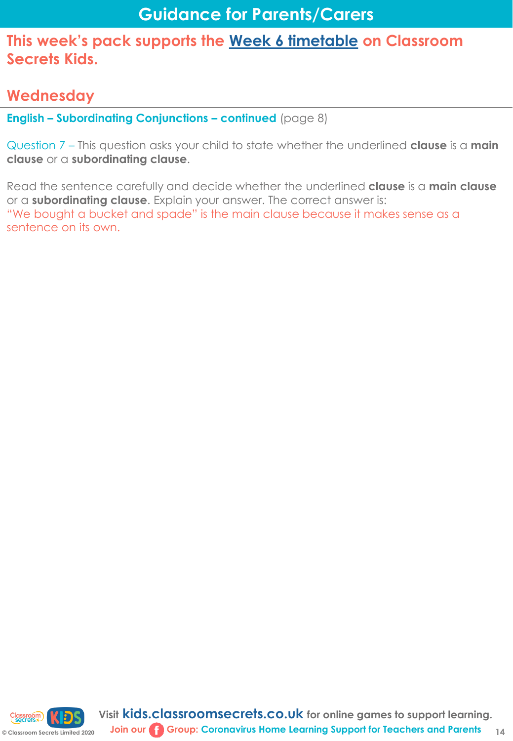# Guidance for Parents/Carers

## This week's pack supports the Week 6 timetable on Classroom Secrets Kids.

## Wednesday

**English – Subordinating Conjunctions – continued** (page 8)

Question 7 – This question asks your child to state whether the underlined **clause** is a **main clause** or a **subordinating clause**.

Read the sentence carefully and decide whether the underlined **clause** is a **main clause** or a **subordinating clause**. Explain your answer. The correct answer is:
"We bought a bucket and spade" is the main clause because it makes sense as a sentence on its own.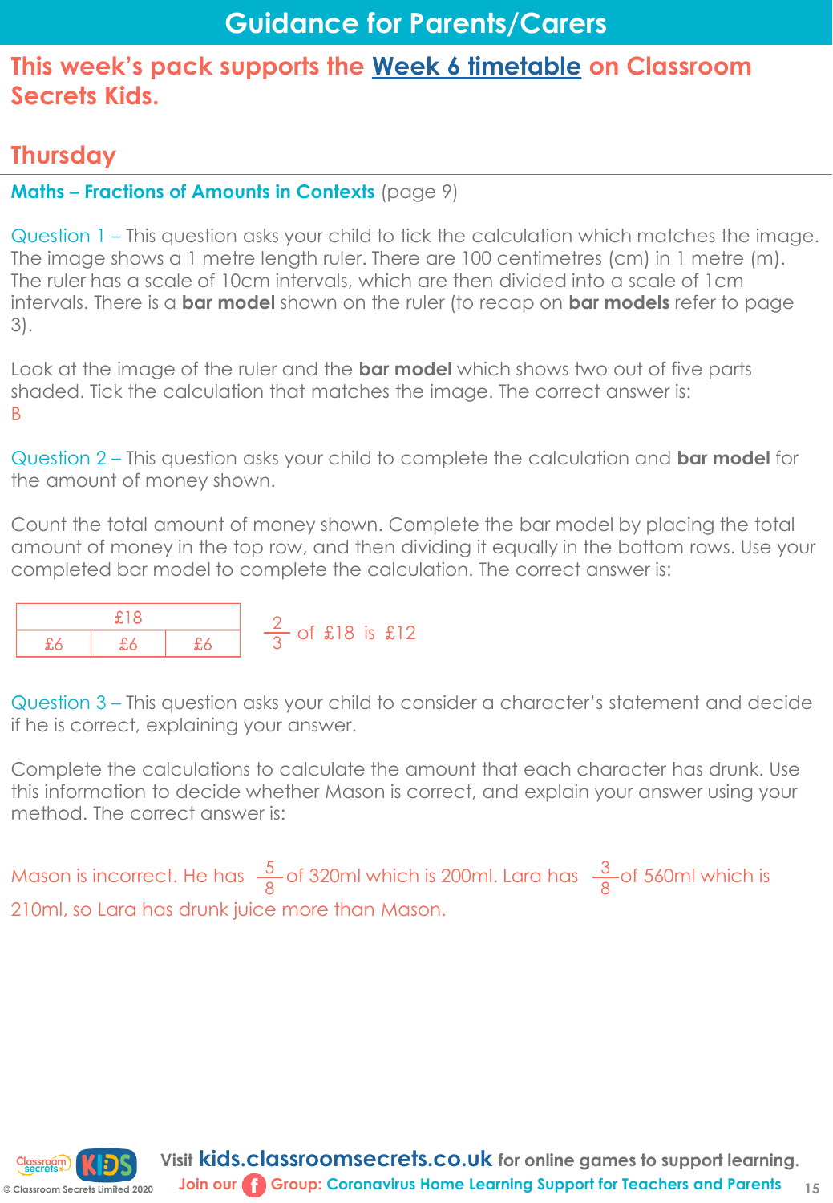# Guidance for Parents/Carers

## This week's pack supports the Week 6 timetable on Classroom Secrets Kids.

## Thursday

**Maths – Fractions of Amounts in Contexts** (page 9)

Question 1 – This question asks your child to tick the calculation which matches the image. The image shows a 1 metre length ruler. There are 100 centimetres (cm) in 1 metre (m). The ruler has a scale of 10cm intervals, which are then divided into a scale of 1cm intervals. There is a **bar model** shown on the ruler (to recap on **bar models** refer to page 3).

Look at the image of the ruler and the **bar model** which shows two out of five parts shaded. Tick the calculation that matches the image. The correct answer is:
B

Question 2 – This question asks your child to complete the calculation and **bar model** for the amount of money shown.

Count the total amount of money shown. Complete the bar model by placing the total amount of money in the top row, and then dividing it equally in the bottom rows. Use your completed bar model to complete the calculation. The correct answer is:

| £18 | | |
|---|---|---|
| £6 | £6 | £6 |

$\frac{2}{3}$ of £18 is £12

Question 3 – This question asks your child to consider a character's statement and decide if he is correct, explaining your answer.

Complete the calculations to calculate the amount that each character has drunk. Use this information to decide whether Mason is correct, and explain your answer using your method. The correct answer is:

Mason is incorrect. He has $\frac{5}{8}$ of 320ml which is 200ml. Lara has $\frac{3}{8}$ of 560ml which is 210ml, so Lara has drunk juice more than Mason.

Visit **kids.classroomsecrets.co.uk** for online games to support learning.
Join our Group: Coronavirus Home Learning Support for Teachers and Parents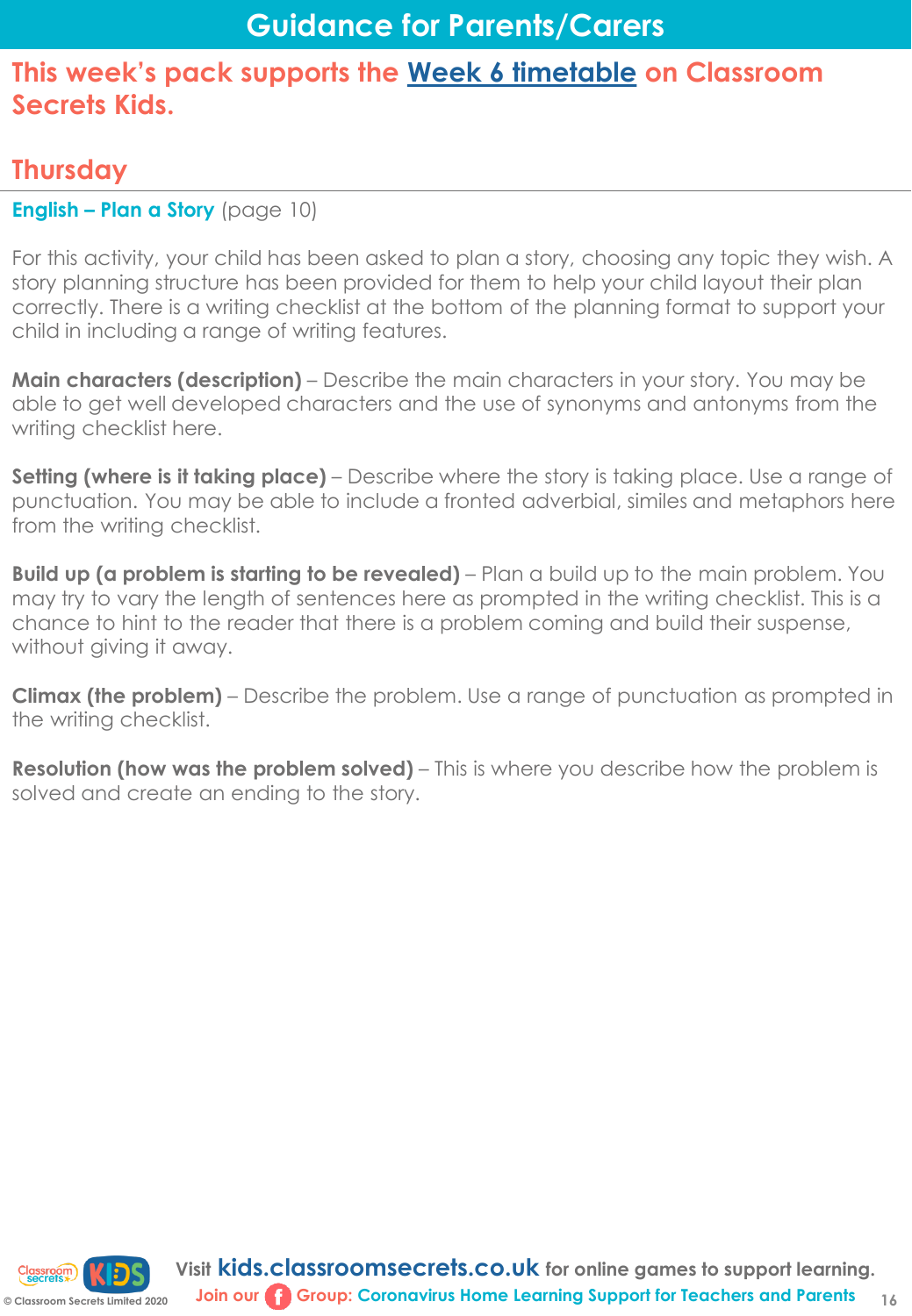# Guidance for Parents/Carers

## This week's pack supports the Week 6 timetable on Classroom Secrets Kids.

## Thursday

**English – Plan a Story** (page 10)

For this activity, your child has been asked to plan a story, choosing any topic they wish. A story planning structure has been provided for them to help your child layout their plan correctly. There is a writing checklist at the bottom of the planning format to support your child in including a range of writing features.

**Main characters (description)** – Describe the main characters in your story. You may be able to get well developed characters and the use of synonyms and antonyms from the writing checklist here.

**Setting (where is it taking place)** – Describe where the story is taking place. Use a range of punctuation. You may be able to include a fronted adverbial, similes and metaphors here from the writing checklist.

**Build up (a problem is starting to be revealed)** – Plan a build up to the main problem. You may try to vary the length of sentences here as prompted in the writing checklist. This is a chance to hint to the reader that there is a problem coming and build their suspense, without giving it away.

**Climax (the problem)** – Describe the problem. Use a range of punctuation as prompted in the writing checklist.

**Resolution (how was the problem solved)** – This is where you describe how the problem is solved and create an ending to the story.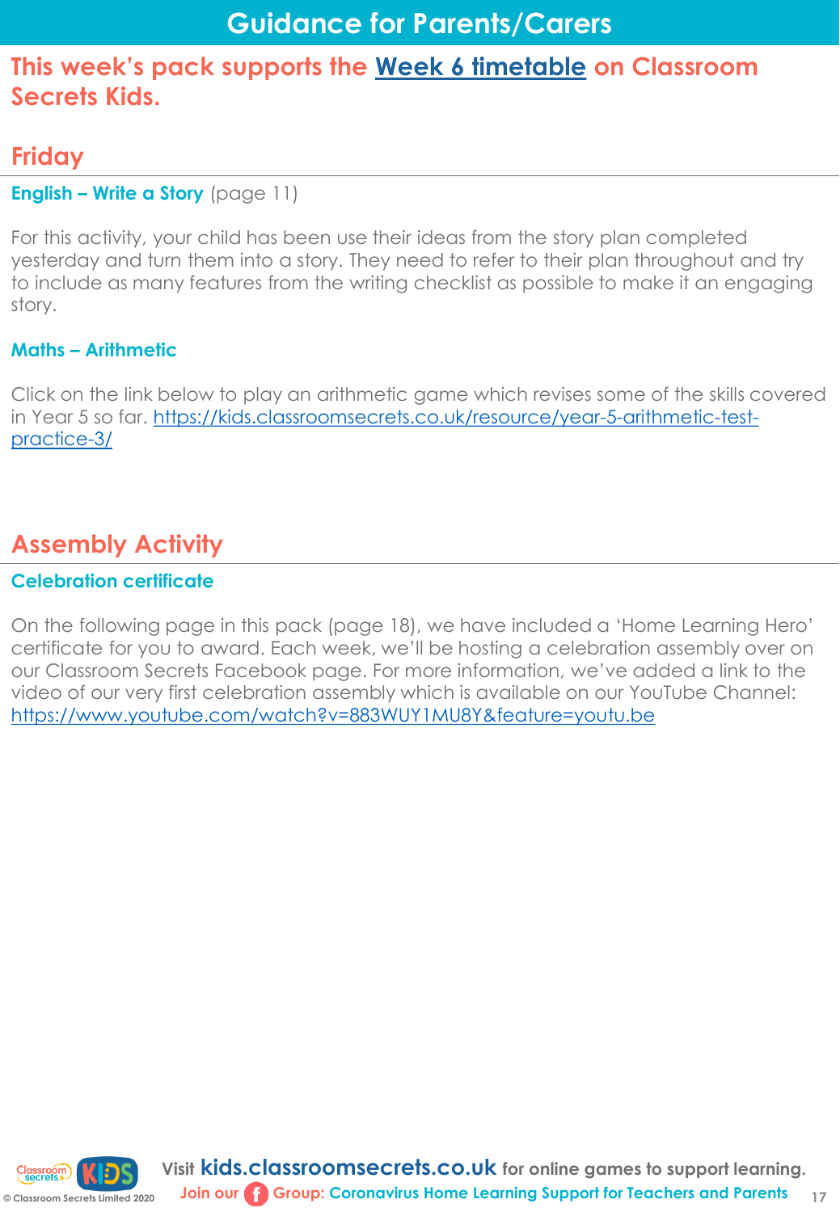# Guidance for Parents/Carers

## This week's pack supports the [Week 6 timetable]() on Classroom Secrets Kids.

## Friday

### English – Write a Story (page 11)

For this activity, your child has been use their ideas from the story plan completed yesterday and turn them into a story. They need to refer to their plan throughout and try to include as many features from the writing checklist as possible to make it an engaging story.

### Maths – Arithmetic

Click on the link below to play an arithmetic game which revises some of the skills covered in Year 5 so far. https://kids.classroomsecrets.co.uk/resource/year-5-arithmetic-test-practice-3/

## Assembly Activity

### Celebration certificate

On the following page in this pack (page 18), we have included a 'Home Learning Hero' certificate for you to award. Each week, we'll be hosting a celebration assembly over on our Classroom Secrets Facebook page. For more information, we've added a link to the video of our very first celebration assembly which is available on our YouTube Channel: https://www.youtube.com/watch?v=883WUY1MU8Y&feature=youtu.be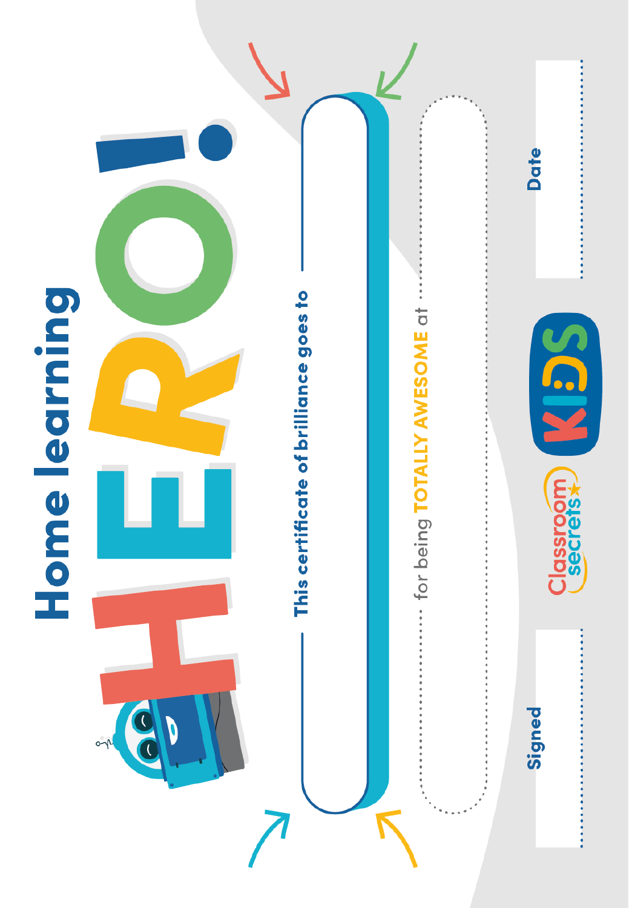# Home learning HERO!

This certificate of brilliance goes to

for being **TOTALLY AWESOME** at

Signed

Date

Classroom secrets KIDS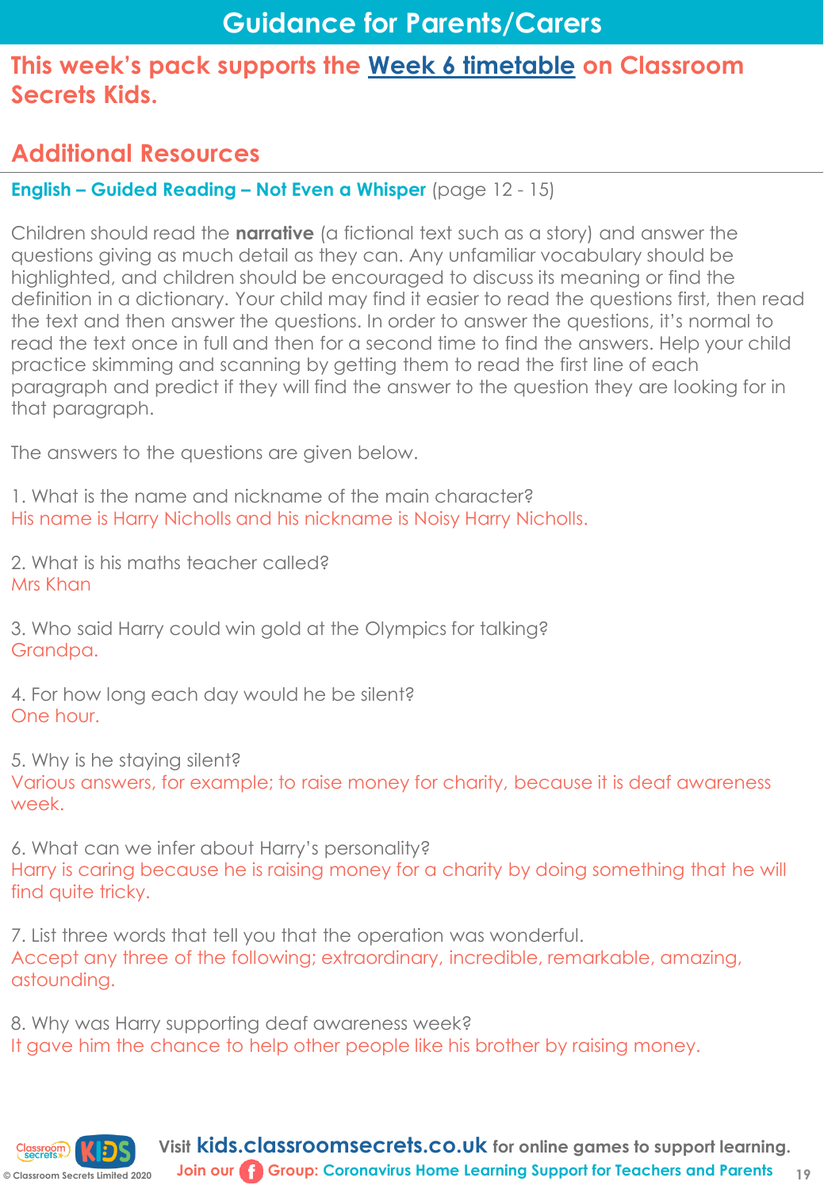# Guidance for Parents/Carers

## This week's pack supports the Week 6 timetable on Classroom Secrets Kids.

## Additional Resources

**English – Guided Reading – Not Even a Whisper** (page 12 - 15)

Children should read the **narrative** (a fictional text such as a story) and answer the questions giving as much detail as they can. Any unfamiliar vocabulary should be highlighted, and children should be encouraged to discuss its meaning or find the definition in a dictionary. Your child may find it easier to read the questions first, then read the text and then answer the questions. In order to answer the questions, it's normal to read the text once in full and then for a second time to find the answers. Help your child practice skimming and scanning by getting them to read the first line of each paragraph and predict if they will find the answer to the question they are looking for in that paragraph.

The answers to the questions are given below.

1. What is the name and nickname of the main character?
His name is Harry Nicholls and his nickname is Noisy Harry Nicholls.

2. What is his maths teacher called?
Mrs Khan

3. Who said Harry could win gold at the Olympics for talking?
Grandpa.

4. For how long each day would he be silent?
One hour.

5. Why is he staying silent?
Various answers, for example; to raise money for charity, because it is deaf awareness week.

6. What can we infer about Harry's personality?
Harry is caring because he is raising money for a charity by doing something that he will find quite tricky.

7. List three words that tell you that the operation was wonderful.
Accept any three of the following; extraordinary, incredible, remarkable, amazing, astounding.

8. Why was Harry supporting deaf awareness week?
It gave him the chance to help other people like his brother by raising money.

Visit **kids.classroomsecrets.co.uk** for online games to support learning.
Join our Group: Coronavirus Home Learning Support for Teachers and Parents

© Classroom Secrets Limited 2020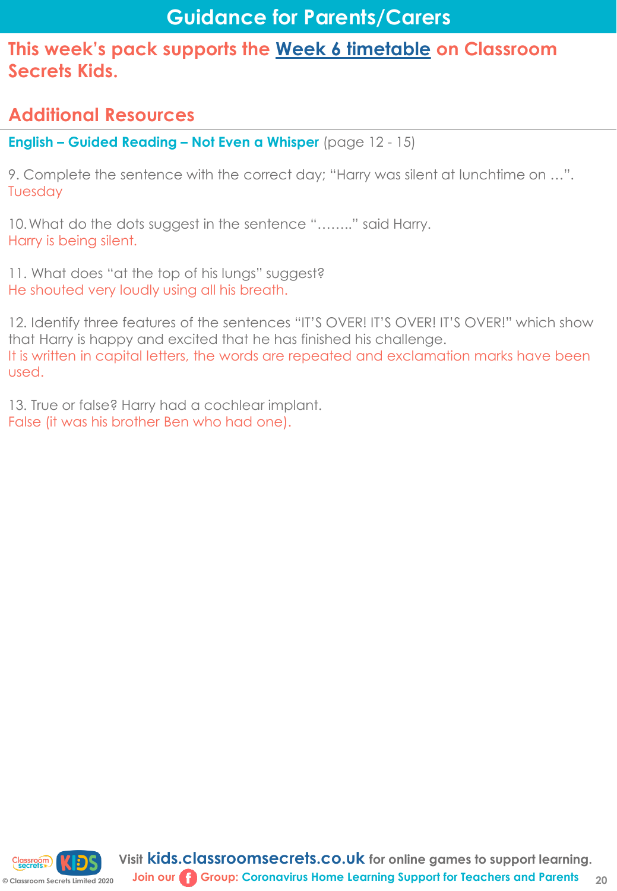# Guidance for Parents/Carers

## This week's pack supports the Week 6 timetable on Classroom Secrets Kids.

## Additional Resources

**English – Guided Reading – Not Even a Whisper** (page 12 - 15)

9. Complete the sentence with the correct day; "Harry was silent at lunchtime on …".
Tuesday

10. What do the dots suggest in the sentence "…….." said Harry.
Harry is being silent.

11. What does "at the top of his lungs" suggest?
He shouted very loudly using all his breath.

12. Identify three features of the sentences "IT'S OVER! IT'S OVER! IT'S OVER!" which show that Harry is happy and excited that he has finished his challenge.
It is written in capital letters, the words are repeated and exclamation marks have been used.

13. True or false? Harry had a cochlear implant.
False (it was his brother Ben who had one).

Visit **kids.classroomsecrets.co.uk** for online games to support learning.
Join our Group: Coronavirus Home Learning Support for Teachers and Parents